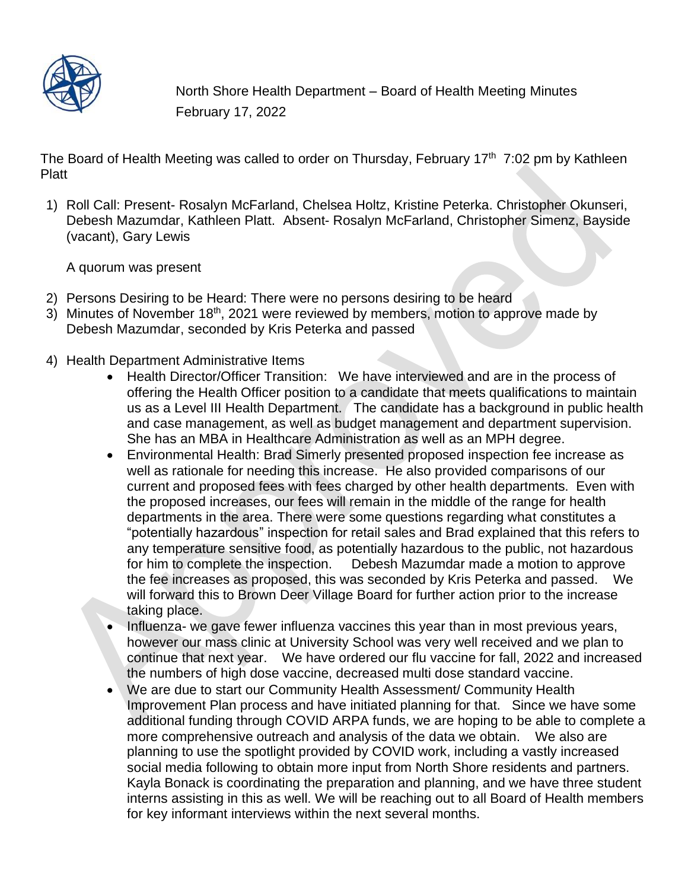North Shore Health Department – Board of Health Meeting Minutes
February 17, 2022

The Board of Health Meeting was called to order on Thursday, February 17th 7:02 pm by Kathleen Platt

1) Roll Call: Present- Rosalyn McFarland, Chelsea Holtz, Kristine Peterka. Christopher Okunseri, Debesh Mazumdar, Kathleen Platt. Absent- Rosalyn McFarland, Christopher Simenz, Bayside (vacant), Gary Lewis

   A quorum was present

2) Persons Desiring to be Heard: There were no persons desiring to be heard
3) Minutes of November 18th, 2021 were reviewed by members, motion to approve made by Debesh Mazumdar, seconded by Kris Peterka and passed
4) Health Department Administrative Items
   - Health Director/Officer Transition: We have interviewed and are in the process of offering the Health Officer position to a candidate that meets qualifications to maintain us as a Level III Health Department. The candidate has a background in public health and case management, as well as budget management and department supervision. She has an MBA in Healthcare Administration as well as an MPH degree.
   - Environmental Health: Brad Simerly presented proposed inspection fee increase as well as rationale for needing this increase. He also provided comparisons of our current and proposed fees with fees charged by other health departments. Even with the proposed increases, our fees will remain in the middle of the range for health departments in the area. There were some questions regarding what constitutes a "potentially hazardous" inspection for retail sales and Brad explained that this refers to any temperature sensitive food, as potentially hazardous to the public, not hazardous for him to complete the inspection. Debesh Mazumdar made a motion to approve the fee increases as proposed, this was seconded by Kris Peterka and passed. We will forward this to Brown Deer Village Board for further action prior to the increase taking place.
   - Influenza- we gave fewer influenza vaccines this year than in most previous years, however our mass clinic at University School was very well received and we plan to continue that next year. We have ordered our flu vaccine for fall, 2022 and increased the numbers of high dose vaccine, decreased multi dose standard vaccine.
   - We are due to start our Community Health Assessment/ Community Health Improvement Plan process and have initiated planning for that. Since we have some additional funding through COVID ARPA funds, we are hoping to be able to complete a more comprehensive outreach and analysis of the data we obtain. We also are planning to use the spotlight provided by COVID work, including a vastly increased social media following to obtain more input from North Shore residents and partners. Kayla Bonack is coordinating the preparation and planning, and we have three student interns assisting in this as well. We will be reaching out to all Board of Health members for key informant interviews within the next several months.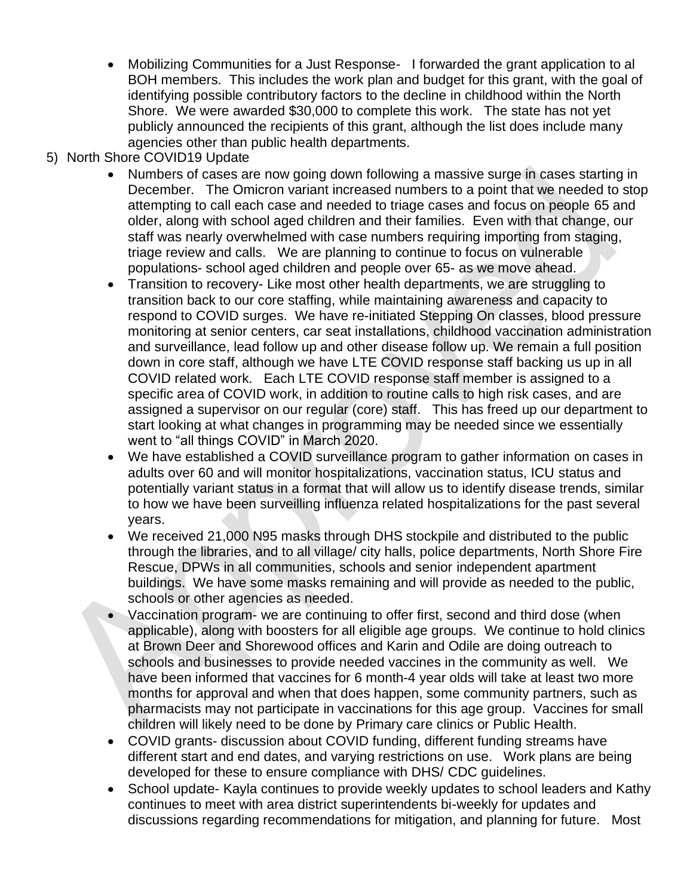- Mobilizing Communities for a Just Response- I forwarded the grant application to al BOH members. This includes the work plan and budget for this grant, with the goal of identifying possible contributory factors to the decline in childhood within the North Shore. We were awarded $30,000 to complete this work. The state has not yet publicly announced the recipients of this grant, although the list does include many agencies other than public health departments.

5) North Shore COVID19 Update
   - Numbers of cases are now going down following a massive surge in cases starting in December. The Omicron variant increased numbers to a point that we needed to stop attempting to call each case and needed to triage cases and focus on people 65 and older, along with school aged children and their families. Even with that change, our staff was nearly overwhelmed with case numbers requiring importing from staging, triage review and calls. We are planning to continue to focus on vulnerable populations- school aged children and people over 65- as we move ahead.
   - Transition to recovery- Like most other health departments, we are struggling to transition back to our core staffing, while maintaining awareness and capacity to respond to COVID surges. We have re-initiated Stepping On classes, blood pressure monitoring at senior centers, car seat installations, childhood vaccination administration and surveillance, lead follow up and other disease follow up. We remain a full position down in core staff, although we have LTE COVID response staff backing us up in all COVID related work. Each LTE COVID response staff member is assigned to a specific area of COVID work, in addition to routine calls to high risk cases, and are assigned a supervisor on our regular (core) staff. This has freed up our department to start looking at what changes in programming may be needed since we essentially went to "all things COVID" in March 2020.
   - We have established a COVID surveillance program to gather information on cases in adults over 60 and will monitor hospitalizations, vaccination status, ICU status and potentially variant status in a format that will allow us to identify disease trends, similar to how we have been surveilling influenza related hospitalizations for the past several years.
   - We received 21,000 N95 masks through DHS stockpile and distributed to the public through the libraries, and to all village/ city halls, police departments, North Shore Fire Rescue, DPWs in all communities, schools and senior independent apartment buildings. We have some masks remaining and will provide as needed to the public, schools or other agencies as needed.
   - Vaccination program- we are continuing to offer first, second and third dose (when applicable), along with boosters for all eligible age groups. We continue to hold clinics at Brown Deer and Shorewood offices and Karin and Odile are doing outreach to schools and businesses to provide needed vaccines in the community as well. We have been informed that vaccines for 6 month-4 year olds will take at least two more months for approval and when that does happen, some community partners, such as pharmacists may not participate in vaccinations for this age group. Vaccines for small children will likely need to be done by Primary care clinics or Public Health.
   - COVID grants- discussion about COVID funding, different funding streams have different start and end dates, and varying restrictions on use. Work plans are being developed for these to ensure compliance with DHS/ CDC guidelines.
   - School update- Kayla continues to provide weekly updates to school leaders and Kathy continues to meet with area district superintendents bi-weekly for updates and discussions regarding recommendations for mitigation, and planning for future. Most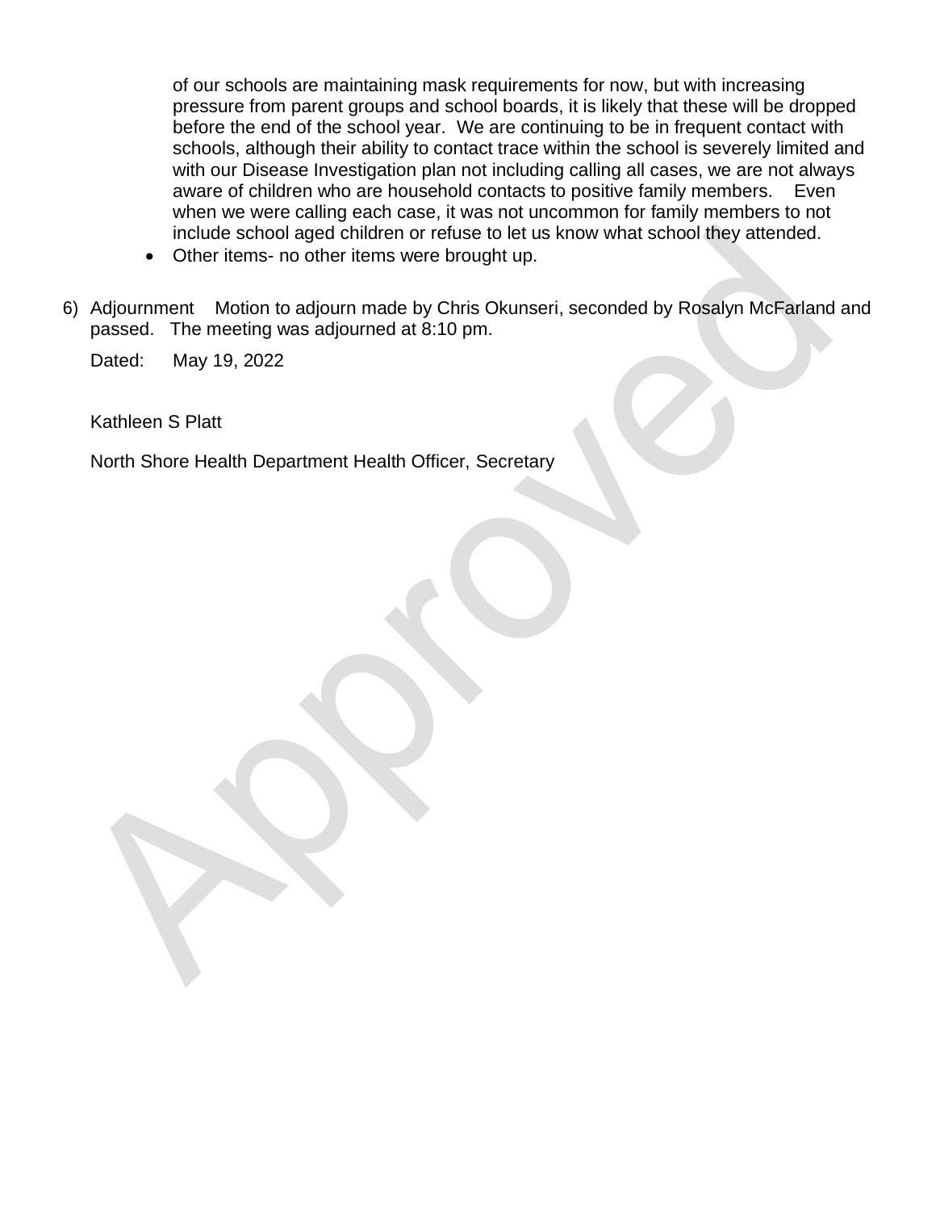of our schools are maintaining mask requirements for now, but with increasing pressure from parent groups and school boards, it is likely that these will be dropped before the end of the school year. We are continuing to be in frequent contact with schools, although their ability to contact trace within the school is severely limited and with our Disease Investigation plan not including calling all cases, we are not always aware of children who are household contacts to positive family members. Even when we were calling each case, it was not uncommon for family members to not include school aged children or refuse to let us know what school they attended.

- Other items- no other items were brought up.

6) Adjournment Motion to adjourn made by Chris Okunseri, seconded by Rosalyn McFarland and passed. The meeting was adjourned at 8:10 pm.

   Dated: May 19, 2022

   Kathleen S Platt

   North Shore Health Department Health Officer, Secretary